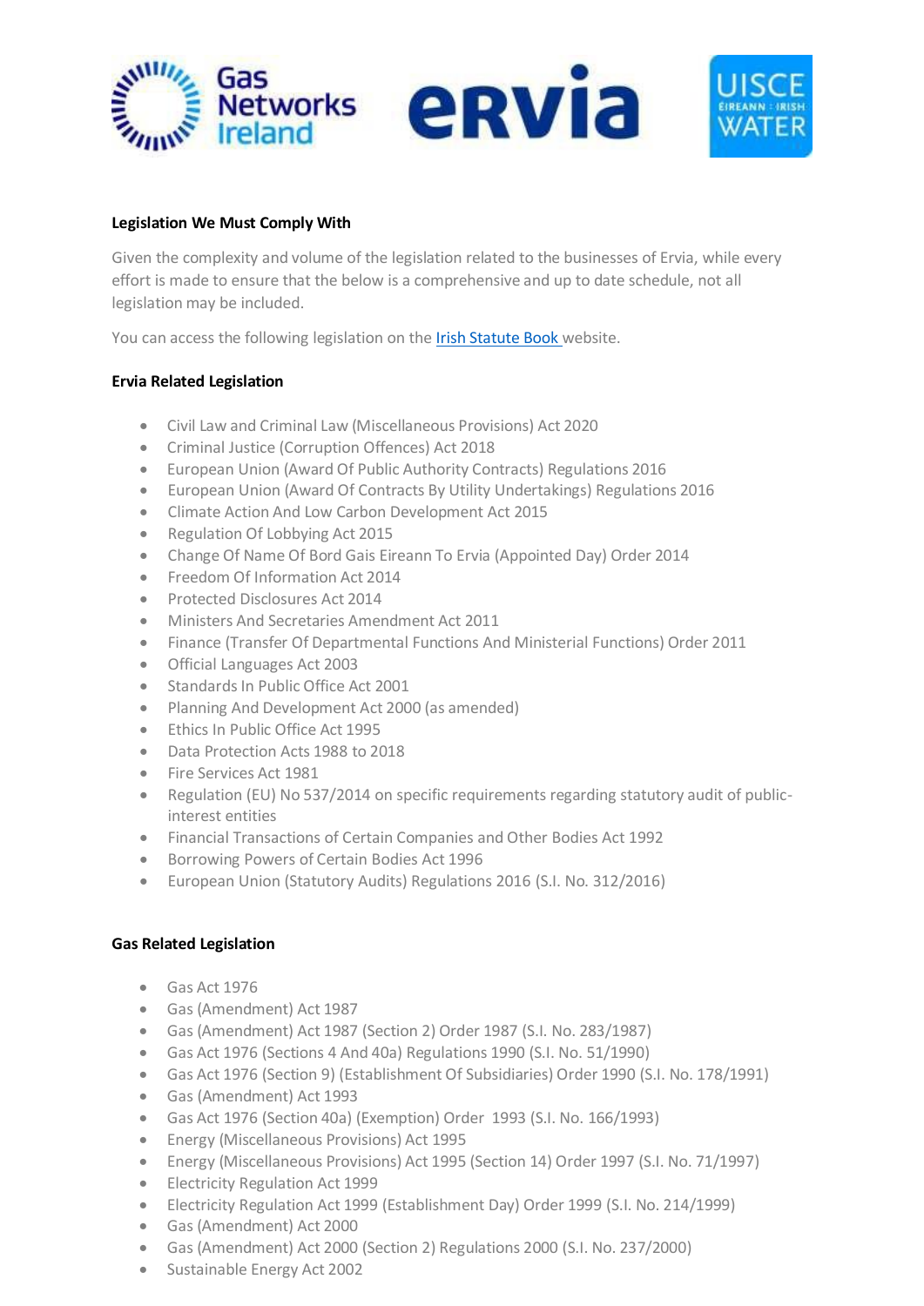**Legislation We Must Comply With**

Given the complexity and volume of the legislation related to the businesses of Ervia, while every effort is made to ensure that the below is a comprehensive and up to date schedule, not all legislation may be included.

You can access the following legislation on the [Irish Statute Book](#) website.

**Ervia Related Legislation**

- Civil Law and Criminal Law (Miscellaneous Provisions) Act 2020
- Criminal Justice (Corruption Offences) Act 2018
- European Union (Award Of Public Authority Contracts) Regulations 2016
- European Union (Award Of Contracts By Utility Undertakings) Regulations 2016
- Climate Action And Low Carbon Development Act 2015
- Regulation Of Lobbying Act 2015
- Change Of Name Of Bord Gais Eireann To Ervia (Appointed Day) Order 2014
- Freedom Of Information Act 2014
- Protected Disclosures Act 2014
- Ministers And Secretaries Amendment Act 2011
- Finance (Transfer Of Departmental Functions And Ministerial Functions) Order 2011
- Official Languages Act 2003
- Standards In Public Office Act 2001
- Planning And Development Act 2000 (as amended)
- Ethics In Public Office Act 1995
- Data Protection Acts 1988 to 2018
- Fire Services Act 1981
- Regulation (EU) No 537/2014 on specific requirements regarding statutory audit of public-interest entities
- Financial Transactions of Certain Companies and Other Bodies Act 1992
- Borrowing Powers of Certain Bodies Act 1996
- European Union (Statutory Audits) Regulations 2016 (S.I. No. 312/2016)

**Gas Related Legislation**

- Gas Act 1976
- Gas (Amendment) Act 1987
- Gas (Amendment) Act 1987 (Section 2) Order 1987 (S.I. No. 283/1987)
- Gas Act 1976 (Sections 4 And 40a) Regulations 1990 (S.I. No. 51/1990)
- Gas Act 1976 (Section 9) (Establishment Of Subsidiaries) Order 1990 (S.I. No. 178/1991)
- Gas (Amendment) Act 1993
- Gas Act 1976 (Section 40a) (Exemption) Order 1993 (S.I. No. 166/1993)
- Energy (Miscellaneous Provisions) Act 1995
- Energy (Miscellaneous Provisions) Act 1995 (Section 14) Order 1997 (S.I. No. 71/1997)
- Electricity Regulation Act 1999
- Electricity Regulation Act 1999 (Establishment Day) Order 1999 (S.I. No. 214/1999)
- Gas (Amendment) Act 2000
- Gas (Amendment) Act 2000 (Section 2) Regulations 2000 (S.I. No. 237/2000)
- Sustainable Energy Act 2002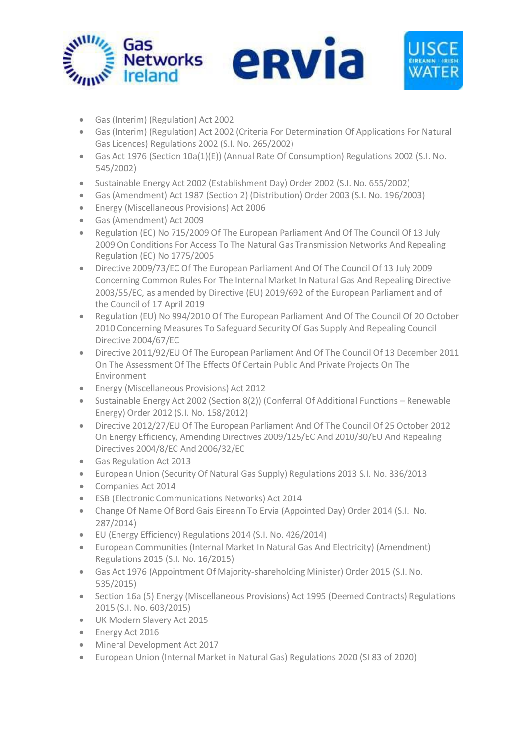- Gas (Interim) (Regulation) Act 2002
- Gas (Interim) (Regulation) Act 2002 (Criteria For Determination Of Applications For Natural Gas Licences) Regulations 2002 (S.I. No. 265/2002)
- Gas Act 1976 (Section 10a(1)(E)) (Annual Rate Of Consumption) Regulations 2002 (S.I. No. 545/2002)
- Sustainable Energy Act 2002 (Establishment Day) Order 2002 (S.I. No. 655/2002)
- Gas (Amendment) Act 1987 (Section 2) (Distribution) Order 2003 (S.I. No. 196/2003)
- Energy (Miscellaneous Provisions) Act 2006
- Gas (Amendment) Act 2009
- Regulation (EC) No 715/2009 Of The European Parliament And Of The Council Of 13 July 2009 On Conditions For Access To The Natural Gas Transmission Networks And Repealing Regulation (EC) No 1775/2005
- Directive 2009/73/EC Of The European Parliament And Of The Council Of 13 July 2009 Concerning Common Rules For The Internal Market In Natural Gas And Repealing Directive 2003/55/EC, as amended by Directive (EU) 2019/692 of the European Parliament and of the Council of 17 April 2019
- Regulation (EU) No 994/2010 Of The European Parliament And Of The Council Of 20 October 2010 Concerning Measures To Safeguard Security Of Gas Supply And Repealing Council Directive 2004/67/EC
- Directive 2011/92/EU Of The European Parliament And Of The Council Of 13 December 2011 On The Assessment Of The Effects Of Certain Public And Private Projects On The Environment
- Energy (Miscellaneous Provisions) Act 2012
- Sustainable Energy Act 2002 (Section 8(2)) (Conferral Of Additional Functions – Renewable Energy) Order 2012 (S.I. No. 158/2012)
- Directive 2012/27/EU Of The European Parliament And Of The Council Of 25 October 2012 On Energy Efficiency, Amending Directives 2009/125/EC And 2010/30/EU And Repealing Directives 2004/8/EC And 2006/32/EC
- Gas Regulation Act 2013
- European Union (Security Of Natural Gas Supply) Regulations 2013 S.I. No. 336/2013
- Companies Act 2014
- ESB (Electronic Communications Networks) Act 2014
- Change Of Name Of Bord Gais Eireann To Ervia (Appointed Day) Order 2014 (S.I. No. 287/2014)
- EU (Energy Efficiency) Regulations 2014 (S.I. No. 426/2014)
- European Communities (Internal Market In Natural Gas And Electricity) (Amendment) Regulations 2015 (S.I. No. 16/2015)
- Gas Act 1976 (Appointment Of Majority-shareholding Minister) Order 2015 (S.I. No. 535/2015)
- Section 16a (5) Energy (Miscellaneous Provisions) Act 1995 (Deemed Contracts) Regulations 2015 (S.I. No. 603/2015)
- UK Modern Slavery Act 2015
- Energy Act 2016
- Mineral Development Act 2017
- European Union (Internal Market in Natural Gas) Regulations 2020 (SI 83 of 2020)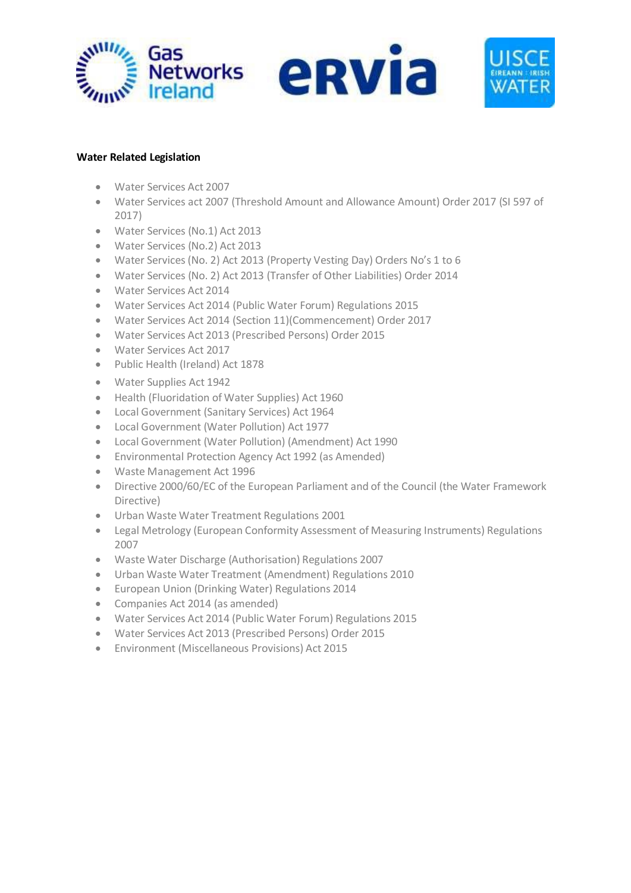**Water Related Legislation**

- Water Services Act 2007
- Water Services act 2007 (Threshold Amount and Allowance Amount) Order 2017 (SI 597 of 2017)
- Water Services (No.1) Act 2013
- Water Services (No.2) Act 2013
- Water Services (No. 2) Act 2013 (Property Vesting Day) Orders No's 1 to 6
- Water Services (No. 2) Act 2013 (Transfer of Other Liabilities) Order 2014
- Water Services Act 2014
- Water Services Act 2014 (Public Water Forum) Regulations 2015
- Water Services Act 2014 (Section 11)(Commencement) Order 2017
- Water Services Act 2013 (Prescribed Persons) Order 2015
- Water Services Act 2017
- Public Health (Ireland) Act 1878
- Water Supplies Act 1942
- Health (Fluoridation of Water Supplies) Act 1960
- Local Government (Sanitary Services) Act 1964
- Local Government (Water Pollution) Act 1977
- Local Government (Water Pollution) (Amendment) Act 1990
- Environmental Protection Agency Act 1992 (as Amended)
- Waste Management Act 1996
- Directive 2000/60/EC of the European Parliament and of the Council (the Water Framework Directive)
- Urban Waste Water Treatment Regulations 2001
- Legal Metrology (European Conformity Assessment of Measuring Instruments) Regulations 2007
- Waste Water Discharge (Authorisation) Regulations 2007
- Urban Waste Water Treatment (Amendment) Regulations 2010
- European Union (Drinking Water) Regulations 2014
- Companies Act 2014 (as amended)
- Water Services Act 2014 (Public Water Forum) Regulations 2015
- Water Services Act 2013 (Prescribed Persons) Order 2015
- Environment (Miscellaneous Provisions) Act 2015